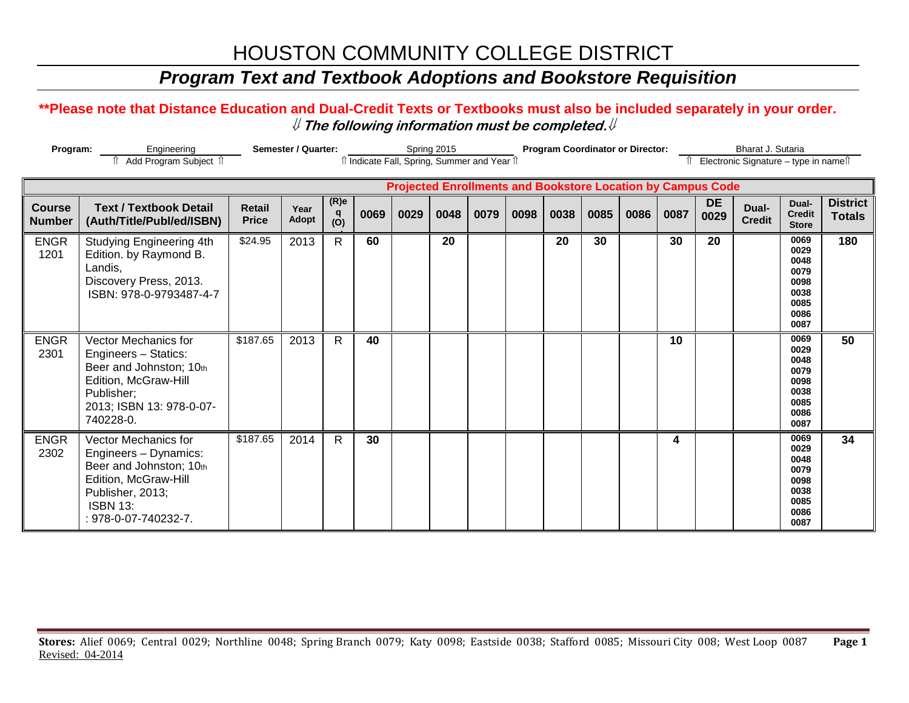# HOUSTON COMMUNITY COLLEGE DISTRICT

## *Program Text and Textbook Adoptions and Bookstore Requisition*

**\*\*Please note that Distance Education and Dual-Credit Texts or Textbooks must also be included separately in your order.**

⇓ ***The following information must be completed.*** ⇓

**Program:** Engineering
⇑ Add Program Subject ⇑

**Semester / Quarter:** Spring 2015
⇑ Indicate Fall, Spring, Summer and Year ⇑

**Program Coordinator or Director:** Bharat J. Sutaria
⇑ Electronic Signature – type in name⇑

| | | | | | Projected Enrollments and Bookstore Location by Campus Code | | | | | | | | | | | | |
|---|---|---|---|---|---|---|---|---|---|---|---|---|---|---|---|---|---|
| **Course Number** | **Text / Textbook Detail (Auth/Title/Publ/ed/ISBN)** | **Retail Price** | **Year Adopt** | **(R)eq (O)** | **0069** | **0029** | **0048** | **0079** | **0098** | **0038** | **0085** | **0086** | **0087** | **DE 0029** | **Dual-Credit** | **Dual-Credit Store** | **District Totals** |
| ENGR 1201 | Studying Engineering 4th Edition. by Raymond B. Landis, Discovery Press, 2013. ISBN: 978-0-9793487-4-7 | $24.95 | 2013 | R | **60** | | **20** | | | **20** | **30** | | **30** | **20** | | 0069 0029 0048 0079 0098 0038 0085 0086 0087 | **180** |
| ENGR 2301 | Vector Mechanics for Engineers – Statics: Beer and Johnston; 10th Edition, McGraw-Hill Publisher; 2013; ISBN 13: 978-0-07-740228-0. | $187.65 | 2013 | R | **40** | | | | | | | | **10** | | | 0069 0029 0048 0079 0098 0038 0085 0086 0087 | **50** |
| ENGR 2302 | Vector Mechanics for Engineers – Dynamics: Beer and Johnston; 10th Edition, McGraw-Hill Publisher, 2013; ISBN 13: : 978-0-07-740232-7. | $187.65 | 2014 | R | **30** | | | | | | | | **4** | | | 0069 0029 0048 0079 0098 0038 0085 0086 0087 | **34** |

**Stores:** Alief 0069; Central 0029; Northline 0048; Spring Branch 0079; Katy 0098; Eastside 0038; Stafford 0085; Missouri City 008; West Loop 0087

Revised: 04-2014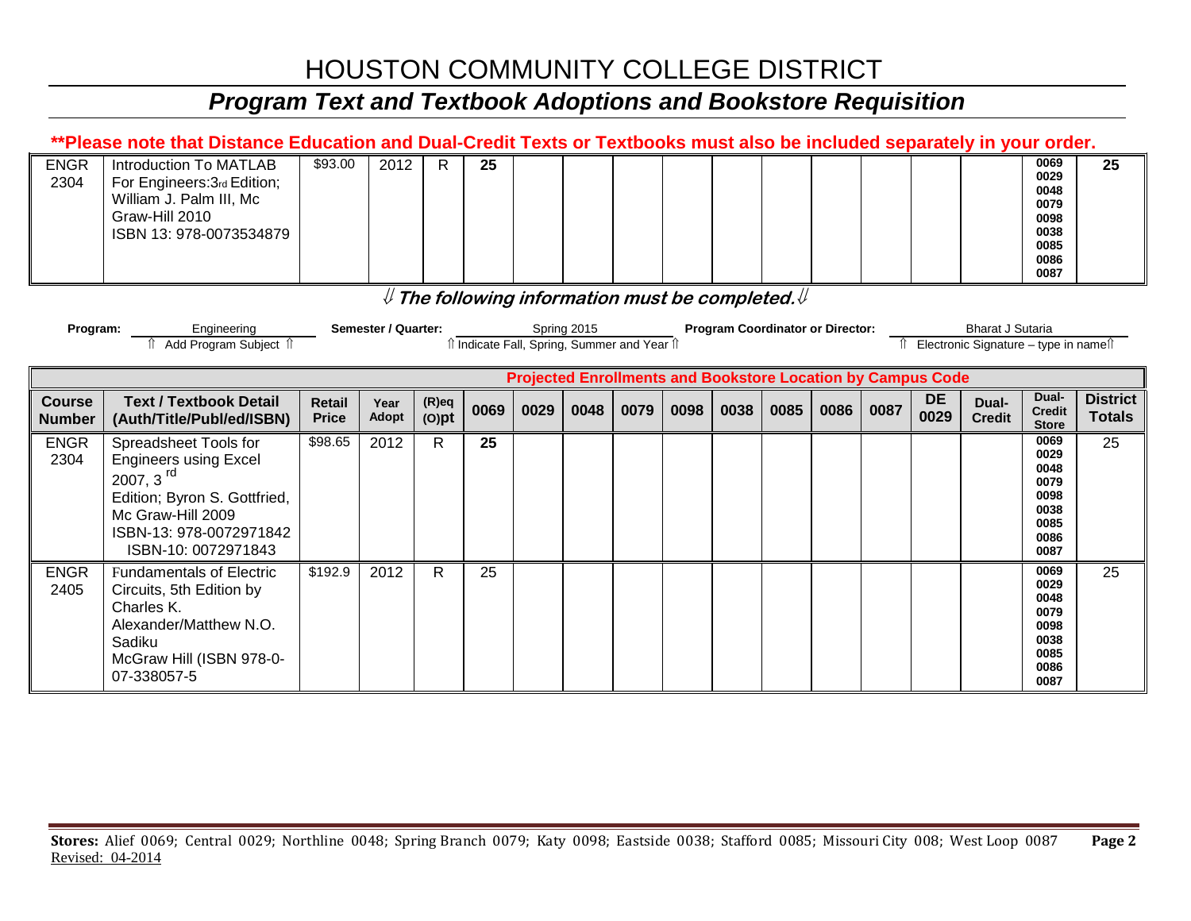# HOUSTON COMMUNITY COLLEGE DISTRICT

## *Program Text and Textbook Adoptions and Bookstore Requisition*

**\*\*Please note that Distance Education and Dual-Credit Texts or Textbooks must also be included separately in your order.**

| Course Number | Text / Textbook Detail (Auth/Title/Publ/ed/ISBN) | Retail Price | Year Adopt | (R)eq (O)pt | 0069 | 0029 | 0048 | 0079 | 0098 | 0038 | 0085 | 0086 | 0087 | DE 0029 | Dual-Credit | Dual-Credit Store | District Totals |
|---|---|---|---|---|---|---|---|---|---|---|---|---|---|---|---|---|---|
| ENGR 2304 | Introduction To MATLAB For Engineers:3rd Edition; William J. Palm III, Mc Graw-Hill 2010 ISBN 13: 978-0073534879 | $93.00 | 2012 | R | **25** | | | | | | | | | | | 0069 0029 0048 0079 0098 0038 0085 0086 0087 | **25** |

⇓ ***The following information must be completed.*** ⇓

**Program:** Engineering — ⇑ Add Program Subject ⇑

**Semester / Quarter:** Spring 2015 — ⇑ Indicate Fall, Spring, Summer and Year ⇑

**Program Coordinator or Director:** Bharat J Sutaria — ⇑ Electronic Signature – type in name ⇑

| | | | | | Projected Enrollments and Bookstore Location by Campus Code | | | | | | | | | | | | |
|---|---|---|---|---|---|---|---|---|---|---|---|---|---|---|---|---|---|
| **Course Number** | **Text / Textbook Detail (Auth/Title/Publ/ed/ISBN)** | **Retail Price** | **Year Adopt** | **(R)eq (O)pt** | **0069** | **0029** | **0048** | **0079** | **0098** | **0038** | **0085** | **0086** | **0087** | **DE 0029** | **Dual-Credit** | **Dual-Credit Store** | **District Totals** |
| ENGR 2304 | Spreadsheet Tools for Engineers using Excel 2007, 3rd Edition; Byron S. Gottfried, Mc Graw-Hill 2009 ISBN-13: 978-0072971842 ISBN-10: 0072971843 | $98.65 | 2012 | R | **25** | | | | | | | | | | | 0069 0029 0048 0079 0098 0038 0085 0086 0087 | 25 |
| ENGR 2405 | Fundamentals of Electric Circuits, 5th Edition by Charles K. Alexander/Matthew N.O. Sadiku McGraw Hill (ISBN 978-0-07-338057-5 | $192.9 | 2012 | R | 25 | | | | | | | | | | | 0069 0029 0048 0079 0098 0038 0085 0086 0087 | 25 |

**Stores:** Alief 0069; Central 0029; Northline 0048; Spring Branch 0079; Katy 0098; Eastside 0038; Stafford 0085; Missouri City 008; West Loop 0087

Revised: 04-2014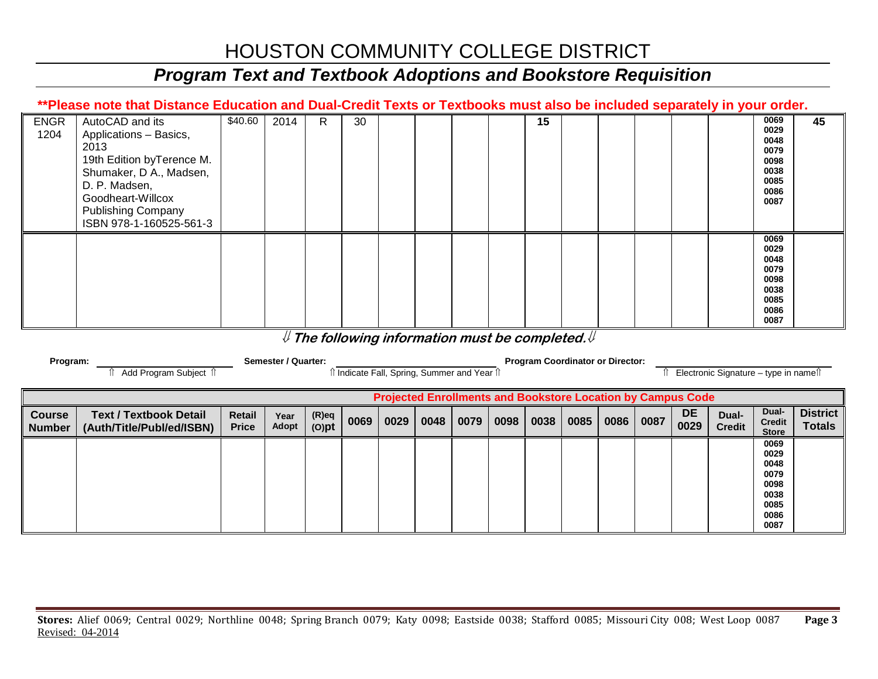# HOUSTON COMMUNITY COLLEGE DISTRICT

## *Program Text and Textbook Adoptions and Bookstore Requisition*

**\*\*Please note that Distance Education and Dual-Credit Texts or Textbooks must also be included separately in your order.**

| | | | | | | | | | | | | | | | | | |
|---|---|---|---|---|---|---|---|---|---|---|---|---|---|---|---|---|---|
| ENGR 1204 | AutoCAD and its Applications – Basics, 2013 19th Edition byTerence M. Shumaker, D A., Madsen, D. P. Madsen, Goodheart-Willcox Publishing Company ISBN 978-1-160525-561-3 | $40.60 | 2014 | R | 30 | | | | | 15 | | | | | | 0069 0029 0048 0079 0098 0038 0085 0086 0087 | 45 |
| | | | | | | | | | | | | | | | | 0069 0029 0048 0079 0098 0038 0085 0086 0087 | |

⇓ ***The following information must be completed.*** ⇓

**Program:** ____________ ⇑ Add Program Subject ⇑

**Semester / Quarter:** ____________ ⇑ Indicate Fall, Spring, Summer and Year ⇑

**Program Coordinator or Director:** ____________ ⇑ Electronic Signature – type in name ⇑

| | | | | | Projected Enrollments and Bookstore Location by Campus Code | | | | | | | | | | | | |
|---|---|---|---|---|---|---|---|---|---|---|---|---|---|---|---|---|---|
| **Course Number** | **Text / Textbook Detail (Auth/Title/Publ/ed/ISBN)** | **Retail Price** | **Year Adopt** | **(R)eq (O)pt** | **0069** | **0029** | **0048** | **0079** | **0098** | **0038** | **0085** | **0086** | **0087** | **DE 0029** | **Dual-Credit** | **Dual-Credit Store** | **District Totals** |
| | | | | | | | | | | | | | | | | 0069 0029 0048 0079 0098 0038 0085 0086 0087 | |

**Stores:** Alief 0069; Central 0029; Northline 0048; Spring Branch 0079; Katy 0098; Eastside 0038; Stafford 0085; Missouri City 008; West Loop 0087

Revised: 04-2014